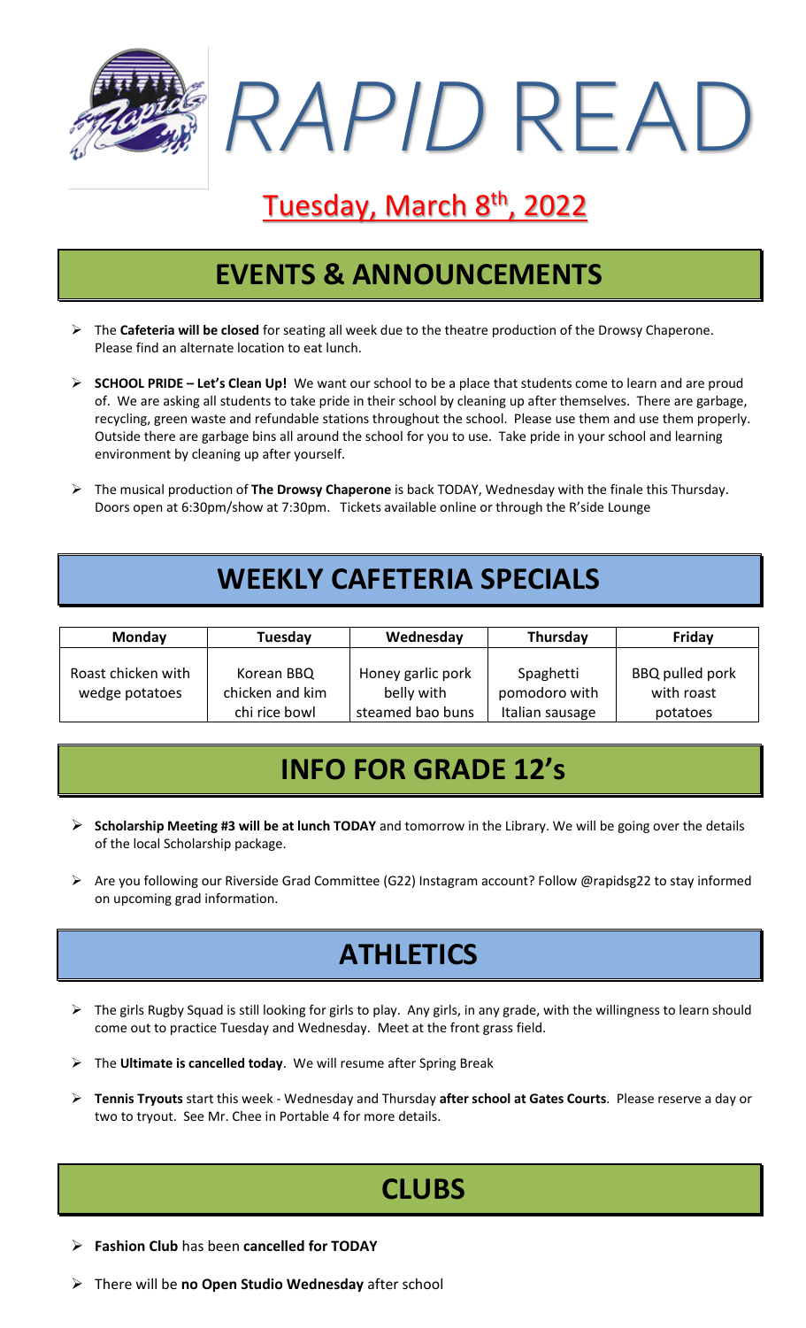# *RAPID* READ

## Tuesday, March 8th, 2022

## EVENTS & ANNOUNCEMENTS

- The **Cafeteria will be closed** for seating all week due to the theatre production of the Drowsy Chaperone. Please find an alternate location to eat lunch.
- **SCHOOL PRIDE – Let's Clean Up!** We want our school to be a place that students come to learn and are proud of. We are asking all students to take pride in their school by cleaning up after themselves. There are garbage, recycling, green waste and refundable stations throughout the school. Please use them and use them properly. Outside there are garbage bins all around the school for you to use. Take pride in your school and learning environment by cleaning up after yourself.
- The musical production of **The Drowsy Chaperone** is back TODAY, Wednesday with the finale this Thursday. Doors open at 6:30pm/show at 7:30pm. Tickets available online or through the R'side Lounge

## WEEKLY CAFETERIA SPECIALS

| Monday | Tuesday | Wednesday | Thursday | Friday |
|---|---|---|---|---|
| Roast chicken with wedge potatoes | Korean BBQ chicken and kim chi rice bowl | Honey garlic pork belly with steamed bao buns | Spaghetti pomodoro with Italian sausage | BBQ pulled pork with roast potatoes |

## INFO FOR GRADE 12's

- **Scholarship Meeting #3 will be at lunch TODAY** and tomorrow in the Library. We will be going over the details of the local Scholarship package.
- Are you following our Riverside Grad Committee (G22) Instagram account? Follow @rapidsg22 to stay informed on upcoming grad information.

## ATHLETICS

- The girls Rugby Squad is still looking for girls to play. Any girls, in any grade, with the willingness to learn should come out to practice Tuesday and Wednesday. Meet at the front grass field.
- The **Ultimate is cancelled today**. We will resume after Spring Break
- **Tennis Tryouts** start this week - Wednesday and Thursday **after school at Gates Courts**. Please reserve a day or two to tryout. See Mr. Chee in Portable 4 for more details.

## CLUBS

- **Fashion Club** has been **cancelled for TODAY**
- There will be **no Open Studio Wednesday** after school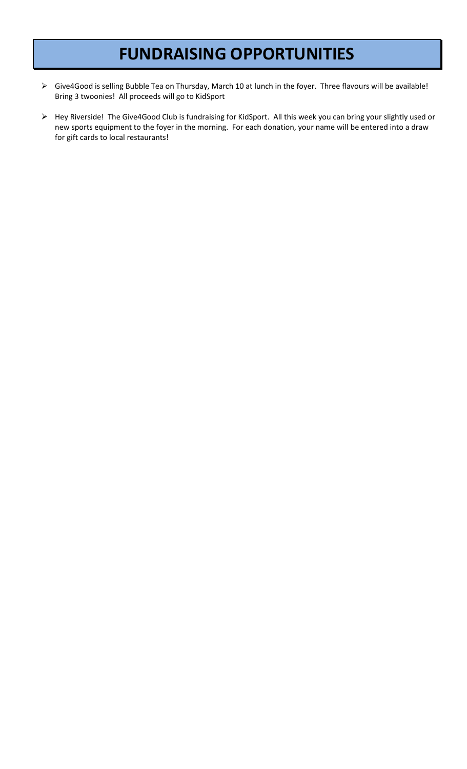# FUNDRAISING OPPORTUNITIES

- Give4Good is selling Bubble Tea on Thursday, March 10 at lunch in the foyer. Three flavours will be available! Bring 3 twoonies! All proceeds will go to KidSport
- Hey Riverside! The Give4Good Club is fundraising for KidSport. All this week you can bring your slightly used or new sports equipment to the foyer in the morning. For each donation, your name will be entered into a draw for gift cards to local restaurants!